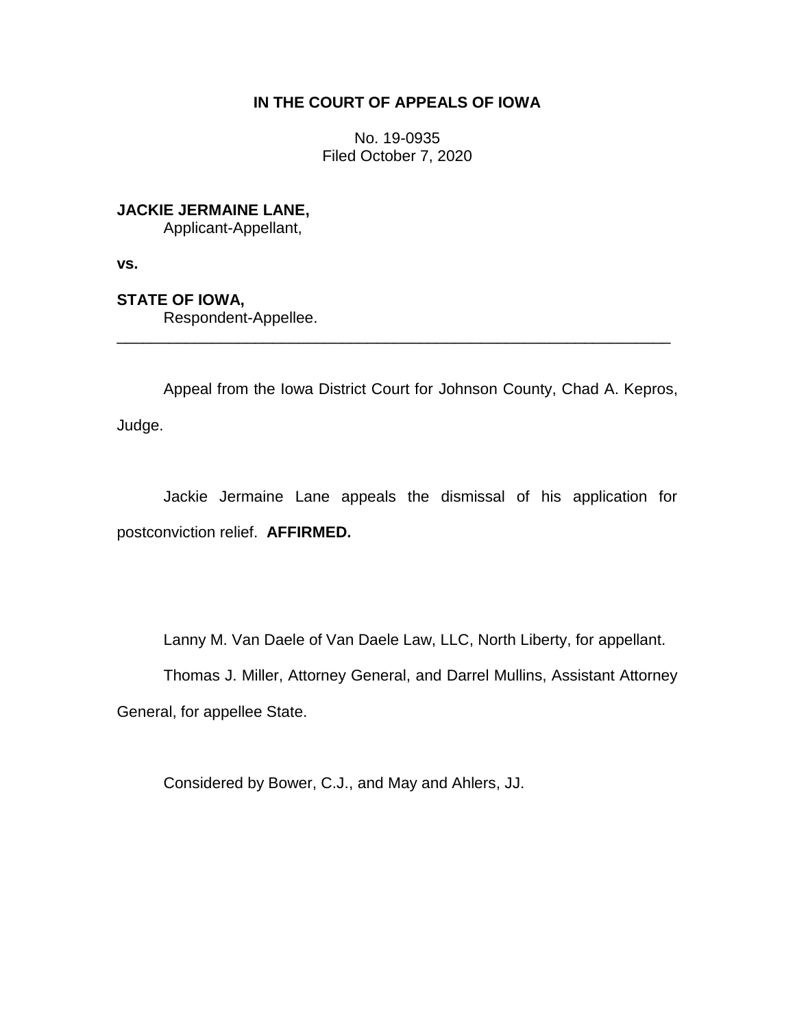**IN THE COURT OF APPEALS OF IOWA**

No. 19-0935
Filed October 7, 2020

**JACKIE JERMAINE LANE,**
Applicant-Appellant,

**vs.**

**STATE OF IOWA,**
Respondent-Appellee.

---

Appeal from the Iowa District Court for Johnson County, Chad A. Kepros, Judge.

Jackie Jermaine Lane appeals the dismissal of his application for postconviction relief. **AFFIRMED.**

Lanny M. Van Daele of Van Daele Law, LLC, North Liberty, for appellant.

Thomas J. Miller, Attorney General, and Darrel Mullins, Assistant Attorney General, for appellee State.

Considered by Bower, C.J., and May and Ahlers, JJ.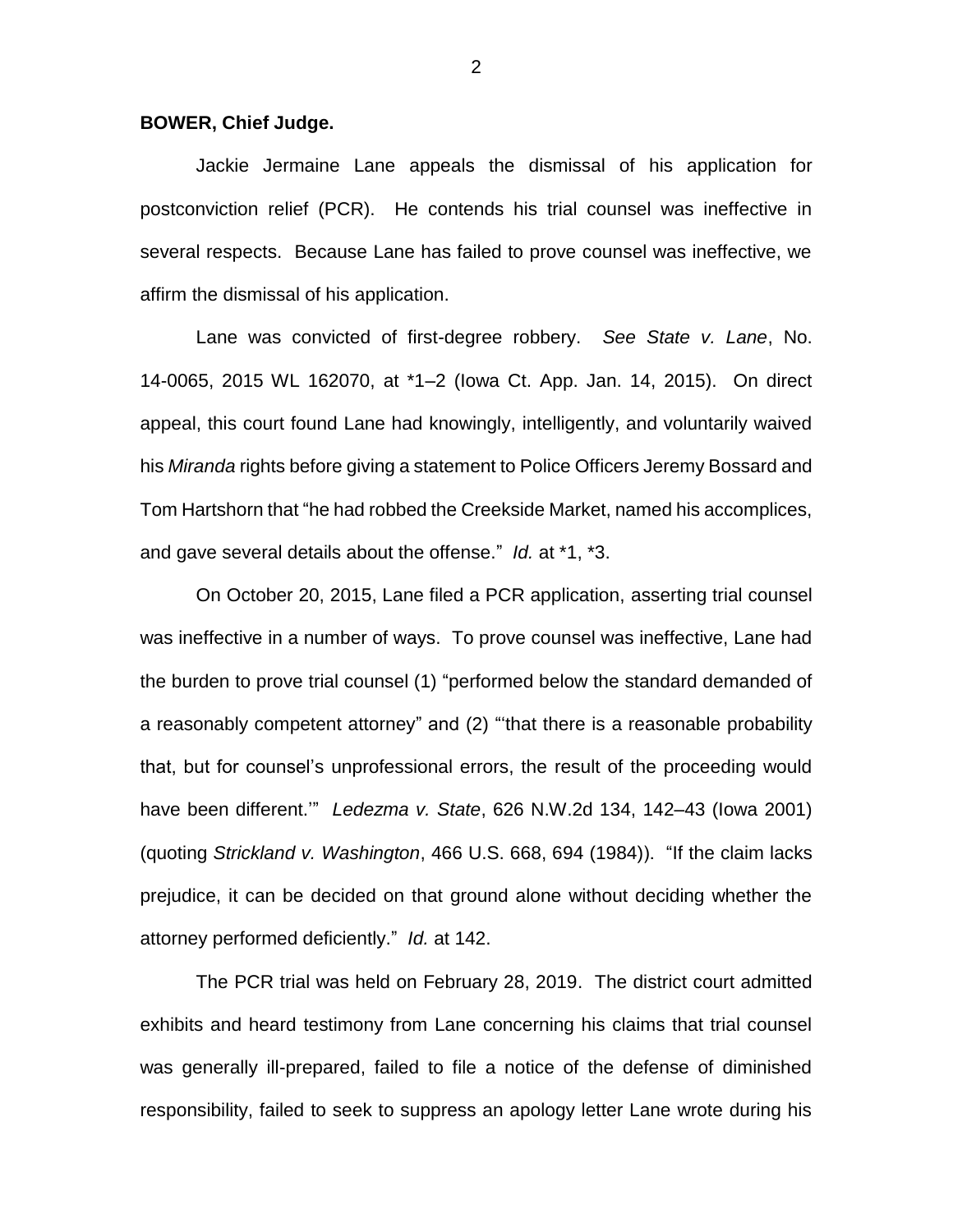**BOWER, Chief Judge.**

Jackie Jermaine Lane appeals the dismissal of his application for postconviction relief (PCR). He contends his trial counsel was ineffective in several respects. Because Lane has failed to prove counsel was ineffective, we affirm the dismissal of his application.

Lane was convicted of first-degree robbery. *See State v. Lane*, No. 14-0065, 2015 WL 162070, at *1–2 (Iowa Ct. App. Jan. 14, 2015). On direct appeal, this court found Lane had knowingly, intelligently, and voluntarily waived his *Miranda* rights before giving a statement to Police Officers Jeremy Bossard and Tom Hartshorn that "he had robbed the Creekside Market, named his accomplices, and gave several details about the offense." *Id.* at *1, *3.

On October 20, 2015, Lane filed a PCR application, asserting trial counsel was ineffective in a number of ways. To prove counsel was ineffective, Lane had the burden to prove trial counsel (1) "performed below the standard demanded of a reasonably competent attorney" and (2) "'that there is a reasonable probability that, but for counsel's unprofessional errors, the result of the proceeding would have been different.'" *Ledezma v. State*, 626 N.W.2d 134, 142–43 (Iowa 2001) (quoting *Strickland v. Washington*, 466 U.S. 668, 694 (1984)). "If the claim lacks prejudice, it can be decided on that ground alone without deciding whether the attorney performed deficiently." *Id.* at 142.

The PCR trial was held on February 28, 2019. The district court admitted exhibits and heard testimony from Lane concerning his claims that trial counsel was generally ill-prepared, failed to file a notice of the defense of diminished responsibility, failed to seek to suppress an apology letter Lane wrote during his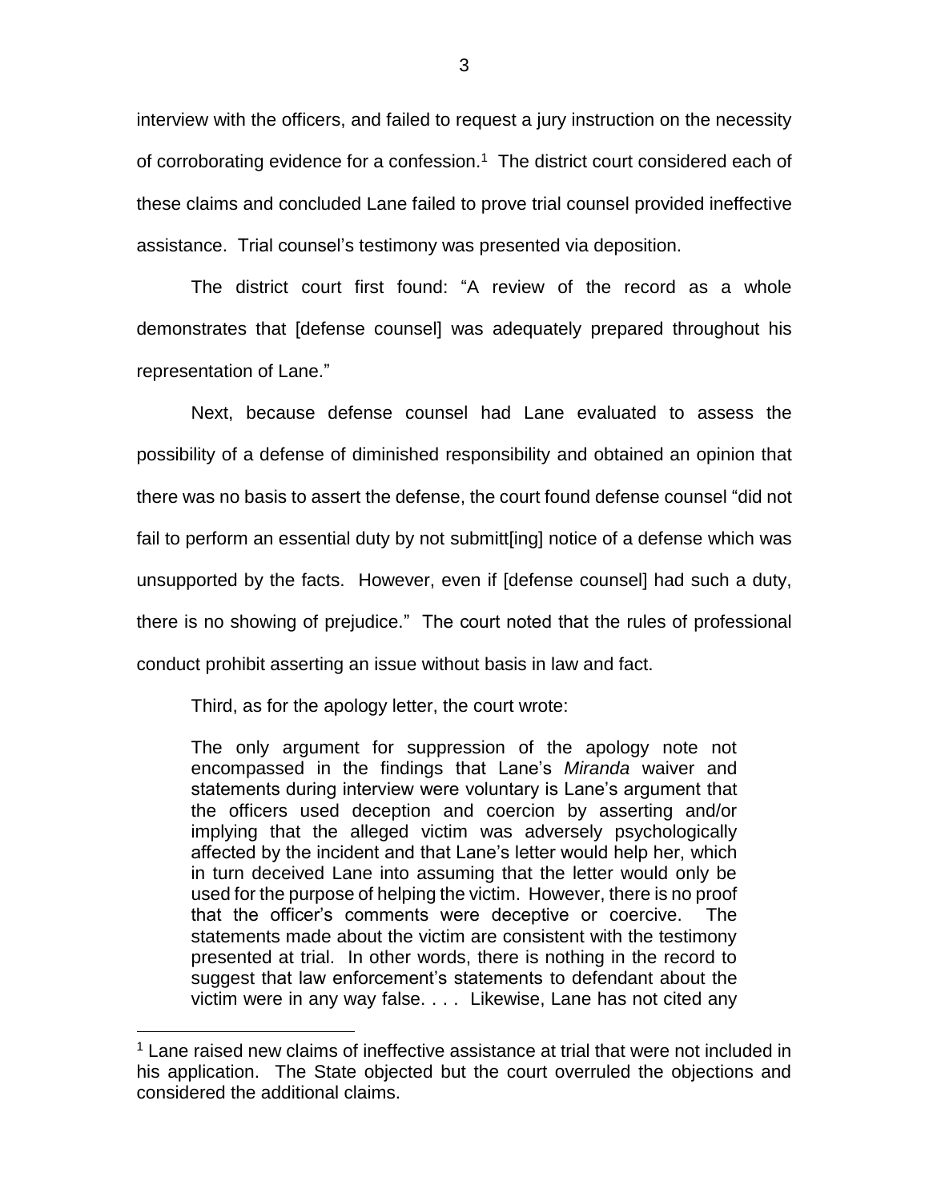interview with the officers, and failed to request a jury instruction on the necessity of corroborating evidence for a confession.[1] The district court considered each of these claims and concluded Lane failed to prove trial counsel provided ineffective assistance. Trial counsel's testimony was presented via deposition.

The district court first found: "A review of the record as a whole demonstrates that [defense counsel] was adequately prepared throughout his representation of Lane."

Next, because defense counsel had Lane evaluated to assess the possibility of a defense of diminished responsibility and obtained an opinion that there was no basis to assert the defense, the court found defense counsel "did not fail to perform an essential duty by not submitt[ing] notice of a defense which was unsupported by the facts. However, even if [defense counsel] had such a duty, there is no showing of prejudice." The court noted that the rules of professional conduct prohibit asserting an issue without basis in law and fact.

Third, as for the apology letter, the court wrote:

> The only argument for suppression of the apology note not encompassed in the findings that Lane's *Miranda* waiver and statements during interview were voluntary is Lane's argument that the officers used deception and coercion by asserting and/or implying that the alleged victim was adversely psychologically affected by the incident and that Lane's letter would help her, which in turn deceived Lane into assuming that the letter would only be used for the purpose of helping the victim. However, there is no proof that the officer's comments were deceptive or coercive. The statements made about the victim are consistent with the testimony presented at trial. In other words, there is nothing in the record to suggest that law enforcement's statements to defendant about the victim were in any way false. . . . Likewise, Lane has not cited any

[1] Lane raised new claims of ineffective assistance at trial that were not included in his application. The State objected but the court overruled the objections and considered the additional claims.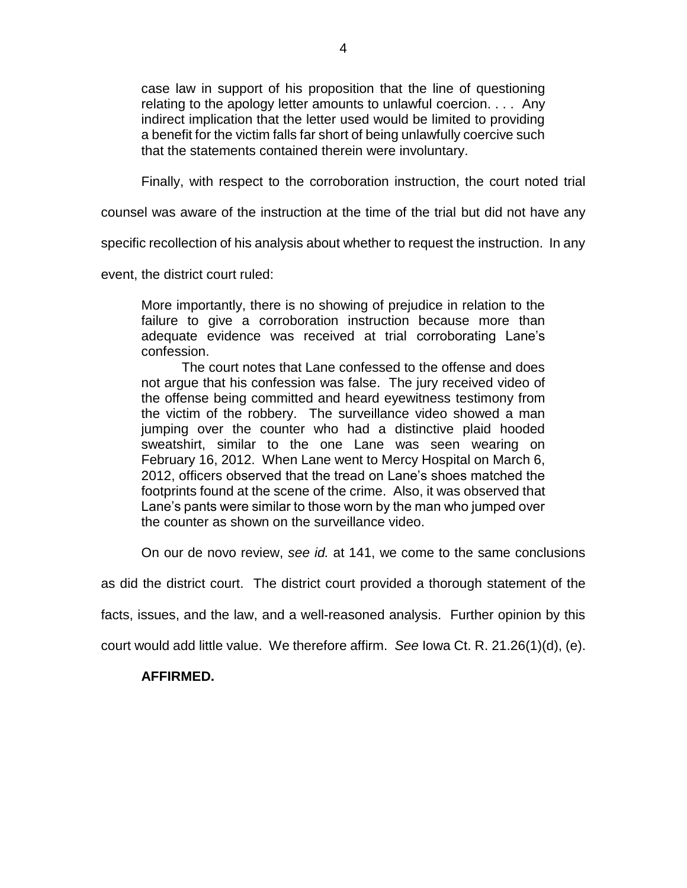> case law in support of his proposition that the line of questioning relating to the apology letter amounts to unlawful coercion. . . . Any indirect implication that the letter used would be limited to providing a benefit for the victim falls far short of being unlawfully coercive such that the statements contained therein were involuntary.

Finally, with respect to the corroboration instruction, the court noted trial counsel was aware of the instruction at the time of the trial but did not have any specific recollection of his analysis about whether to request the instruction. In any event, the district court ruled:

> More importantly, there is no showing of prejudice in relation to the failure to give a corroboration instruction because more than adequate evidence was received at trial corroborating Lane's confession.
>
> The court notes that Lane confessed to the offense and does not argue that his confession was false. The jury received video of the offense being committed and heard eyewitness testimony from the victim of the robbery. The surveillance video showed a man jumping over the counter who had a distinctive plaid hooded sweatshirt, similar to the one Lane was seen wearing on February 16, 2012. When Lane went to Mercy Hospital on March 6, 2012, officers observed that the tread on Lane's shoes matched the footprints found at the scene of the crime. Also, it was observed that Lane's pants were similar to those worn by the man who jumped over the counter as shown on the surveillance video.

On our de novo review, *see id.* at 141, we come to the same conclusions as did the district court. The district court provided a thorough statement of the facts, issues, and the law, and a well-reasoned analysis. Further opinion by this court would add little value. We therefore affirm. *See* Iowa Ct. R. 21.26(1)(d), (e).

**AFFIRMED.**